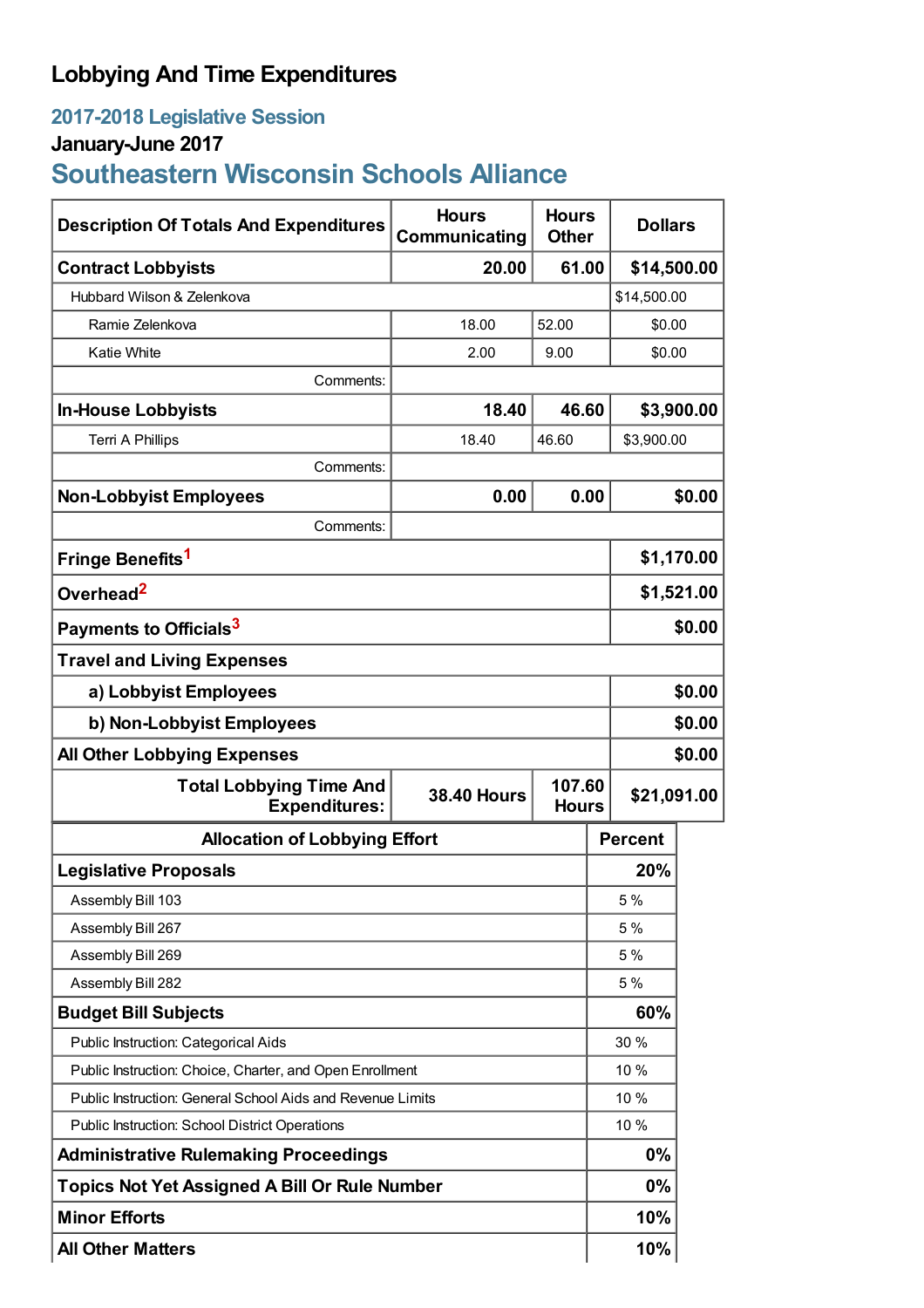# Lobbying And Time Expenditures

## 2017-2018 Legislative Session

### January-June 2017

## Southeastern Wisconsin Schools Alliance

| Description Of Totals And Expenditures | Hours Communicating | Hours Other | Dollars |
|---|---|---|---|
| **Contract Lobbyists** | **20.00** | **61.00** | **$14,500.00** |
| Hubbard Wilson & Zelenkova | | | $14,500.00 |
| Ramie Zelenkova | 18.00 | 52.00 | $0.00 |
| Katie White | 2.00 | 9.00 | $0.00 |
| Comments: | | | |
| **In-House Lobbyists** | **18.40** | **46.60** | **$3,900.00** |
| Terri A Phillips | 18.40 | 46.60 | $3,900.00 |
| Comments: | | | |
| **Non-Lobbyist Employees** | **0.00** | **0.00** | **$0.00** |
| Comments: | | | |
| **Fringe Benefits**[1] | | | **$1,170.00** |
| **Overhead**[2] | | | **$1,521.00** |
| **Payments to Officials**[3] | | | **$0.00** |
| **Travel and Living Expenses** | | | |
| **a) Lobbyist Employees** | | | **$0.00** |
| **b) Non-Lobbyist Employees** | | | **$0.00** |
| **All Other Lobbying Expenses** | | | **$0.00** |
| **Total Lobbying Time And Expenditures:** | **38.40 Hours** | **107.60 Hours** | **$21,091.00** |

| Allocation of Lobbying Effort | Percent |
|---|---|
| **Legislative Proposals** | **20%** |
| Assembly Bill 103 | 5 % |
| Assembly Bill 267 | 5 % |
| Assembly Bill 269 | 5 % |
| Assembly Bill 282 | 5 % |
| **Budget Bill Subjects** | **60%** |
| Public Instruction: Categorical Aids | 30 % |
| Public Instruction: Choice, Charter, and Open Enrollment | 10 % |
| Public Instruction: General School Aids and Revenue Limits | 10 % |
| Public Instruction: School District Operations | 10 % |
| **Administrative Rulemaking Proceedings** | **0%** |
| **Topics Not Yet Assigned A Bill Or Rule Number** | **0%** |
| **Minor Efforts** | **10%** |
| **All Other Matters** | **10%** |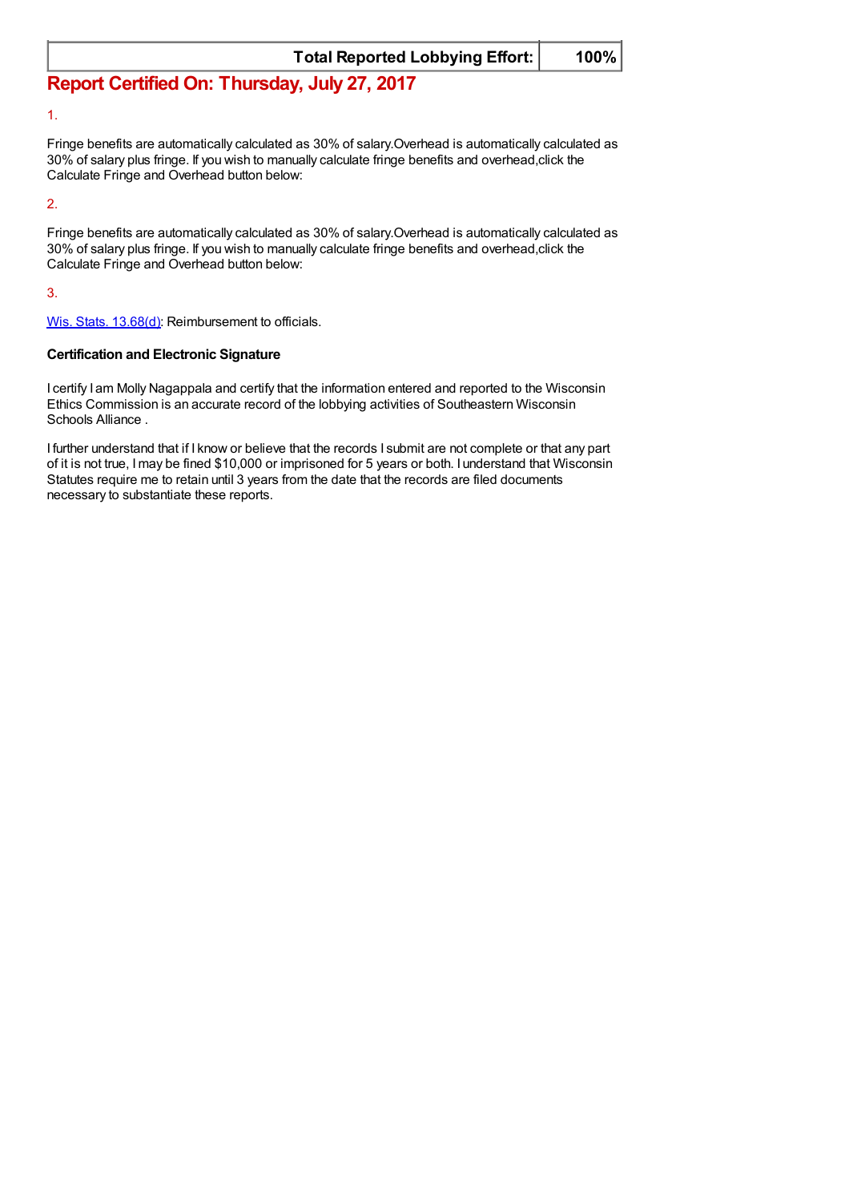| Total Reported Lobbying Effort: | 100% |
| --- | --- |

## Report Certified On: Thursday, July 27, 2017

1.

Fringe benefits are automatically calculated as 30% of salary.Overhead is automatically calculated as 30% of salary plus fringe. If you wish to manually calculate fringe benefits and overhead,click the Calculate Fringe and Overhead button below:

2.

Fringe benefits are automatically calculated as 30% of salary.Overhead is automatically calculated as 30% of salary plus fringe. If you wish to manually calculate fringe benefits and overhead,click the Calculate Fringe and Overhead button below:

3.

Wis. Stats. 13.68(d): Reimbursement to officials.

**Certification and Electronic Signature**

I certify I am Molly Nagappala and certify that the information entered and reported to the Wisconsin Ethics Commission is an accurate record of the lobbying activities of Southeastern Wisconsin Schools Alliance .

I further understand that if I know or believe that the records I submit are not complete or that any part of it is not true, I may be fined $10,000 or imprisoned for 5 years or both. I understand that Wisconsin Statutes require me to retain until 3 years from the date that the records are filed documents necessary to substantiate these reports.